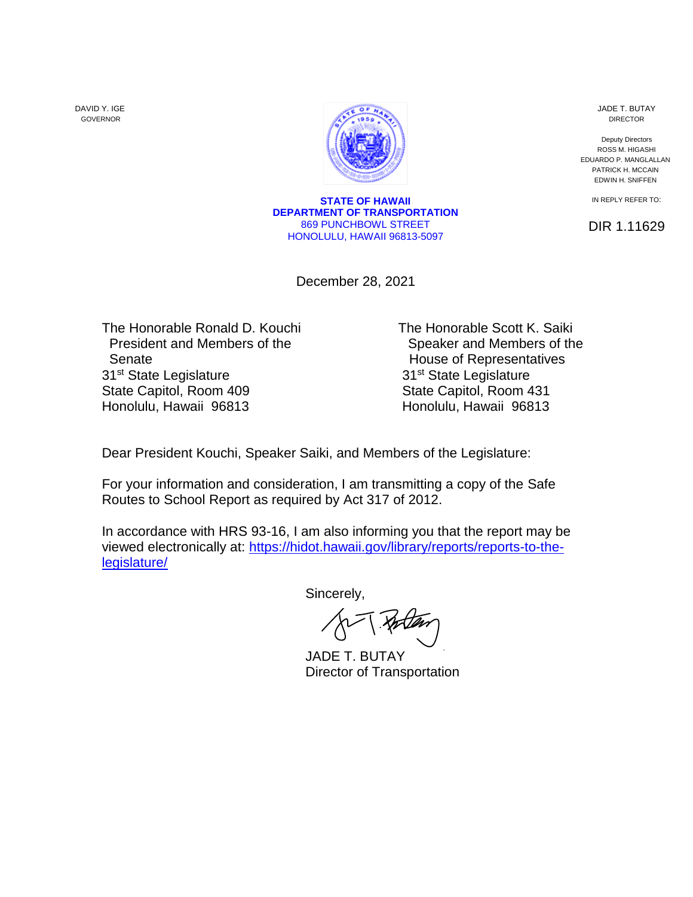DAVID Y. IGE
GOVERNOR

JADE T. BUTAY
DIRECTOR

Deputy Directors
ROSS M. HIGASHI
EDUARDO P. MANGLALLAN
PATRICK H. MCCAIN
EDWIN H. SNIFFEN

**STATE OF HAWAII**
**DEPARTMENT OF TRANSPORTATION**
869 PUNCHBOWL STREET
HONOLULU, HAWAII 96813-5097

IN REPLY REFER TO:

DIR 1.11629

December 28, 2021

The Honorable Ronald D. Kouchi
President and Members of the Senate
31st State Legislature
State Capitol, Room 409
Honolulu, Hawaii 96813

The Honorable Scott K. Saiki
Speaker and Members of the House of Representatives
31st State Legislature
State Capitol, Room 431
Honolulu, Hawaii 96813

Dear President Kouchi, Speaker Saiki, and Members of the Legislature:

For your information and consideration, I am transmitting a copy of the Safe Routes to School Report as required by Act 317 of 2012.

In accordance with HRS 93-16, I am also informing you that the report may be viewed electronically at: https://hidot.hawaii.gov/library/reports/reports-to-the-legislature/

Sincerely,

JADE T. BUTAY
Director of Transportation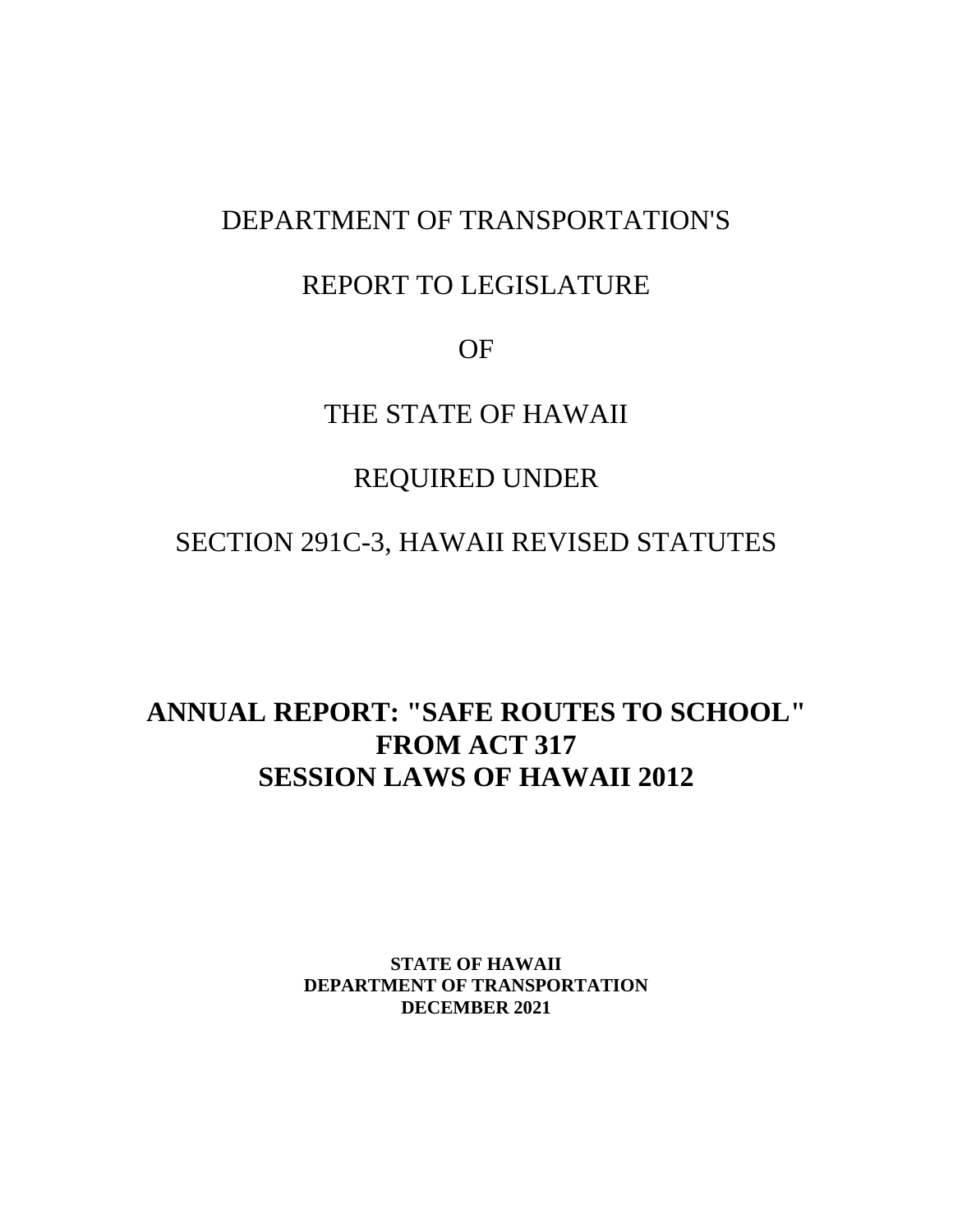DEPARTMENT OF TRANSPORTATION'S

REPORT TO LEGISLATURE

OF

THE STATE OF HAWAII

REQUIRED UNDER

SECTION 291C-3, HAWAII REVISED STATUTES

# ANNUAL REPORT: "SAFE ROUTES TO SCHOOL" FROM ACT 317 SESSION LAWS OF HAWAII 2012

**STATE OF HAWAII**
**DEPARTMENT OF TRANSPORTATION**
**DECEMBER 2021**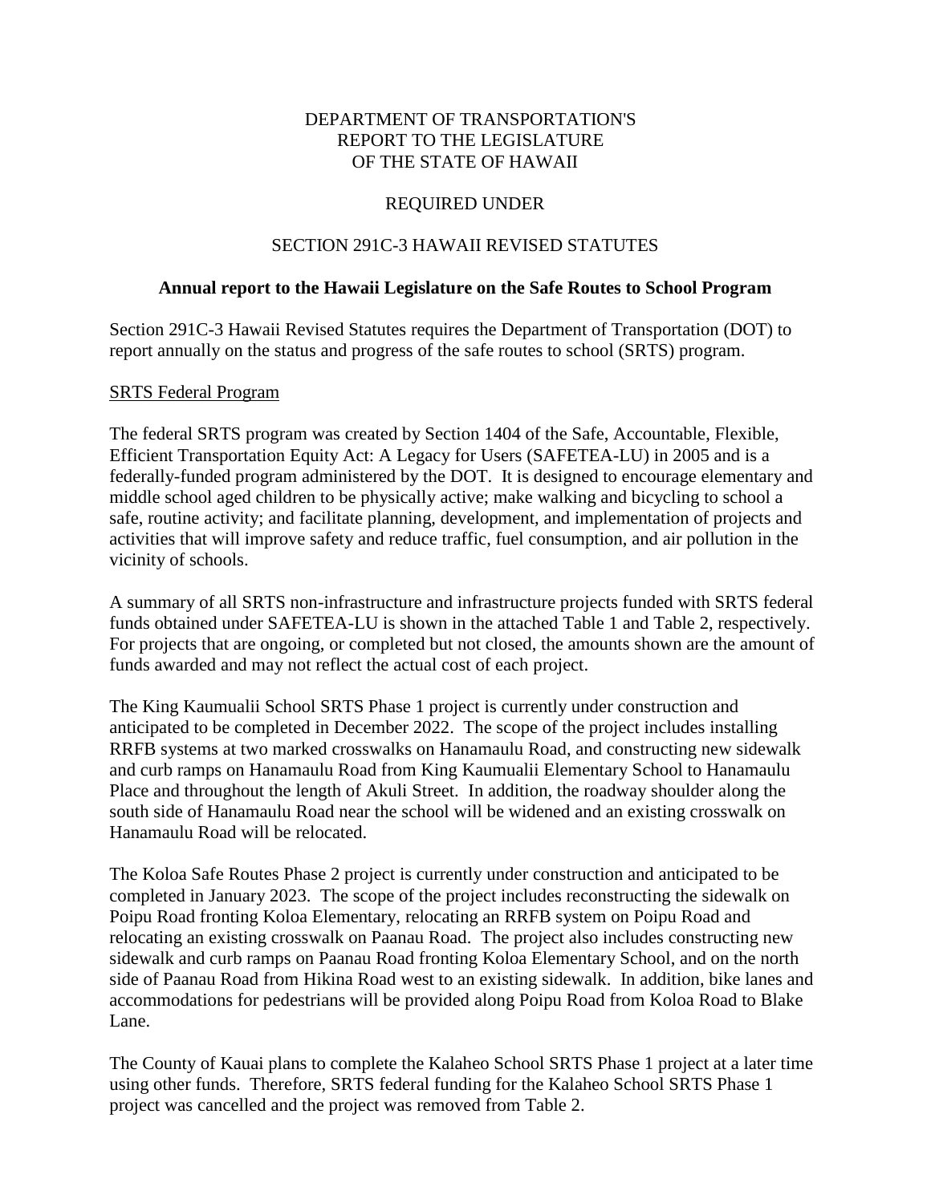DEPARTMENT OF TRANSPORTATION'S
REPORT TO THE LEGISLATURE
OF THE STATE OF HAWAII

REQUIRED UNDER

SECTION 291C-3 HAWAII REVISED STATUTES

**Annual report to the Hawaii Legislature on the Safe Routes to School Program**

Section 291C-3 Hawaii Revised Statutes requires the Department of Transportation (DOT) to report annually on the status and progress of the safe routes to school (SRTS) program.

SRTS Federal Program

The federal SRTS program was created by Section 1404 of the Safe, Accountable, Flexible, Efficient Transportation Equity Act: A Legacy for Users (SAFETEA-LU) in 2005 and is a federally-funded program administered by the DOT. It is designed to encourage elementary and middle school aged children to be physically active; make walking and bicycling to school a safe, routine activity; and facilitate planning, development, and implementation of projects and activities that will improve safety and reduce traffic, fuel consumption, and air pollution in the vicinity of schools.

A summary of all SRTS non-infrastructure and infrastructure projects funded with SRTS federal funds obtained under SAFETEA-LU is shown in the attached Table 1 and Table 2, respectively. For projects that are ongoing, or completed but not closed, the amounts shown are the amount of funds awarded and may not reflect the actual cost of each project.

The King Kaumualii School SRTS Phase 1 project is currently under construction and anticipated to be completed in December 2022. The scope of the project includes installing RRFB systems at two marked crosswalks on Hanamaulu Road, and constructing new sidewalk and curb ramps on Hanamaulu Road from King Kaumualii Elementary School to Hanamaulu Place and throughout the length of Akuli Street. In addition, the roadway shoulder along the south side of Hanamaulu Road near the school will be widened and an existing crosswalk on Hanamaulu Road will be relocated.

The Koloa Safe Routes Phase 2 project is currently under construction and anticipated to be completed in January 2023. The scope of the project includes reconstructing the sidewalk on Poipu Road fronting Koloa Elementary, relocating an RRFB system on Poipu Road and relocating an existing crosswalk on Paanau Road. The project also includes constructing new sidewalk and curb ramps on Paanau Road fronting Koloa Elementary School, and on the north side of Paanau Road from Hikina Road west to an existing sidewalk. In addition, bike lanes and accommodations for pedestrians will be provided along Poipu Road from Koloa Road to Blake Lane.

The County of Kauai plans to complete the Kalaheo School SRTS Phase 1 project at a later time using other funds. Therefore, SRTS federal funding for the Kalaheo School SRTS Phase 1 project was cancelled and the project was removed from Table 2.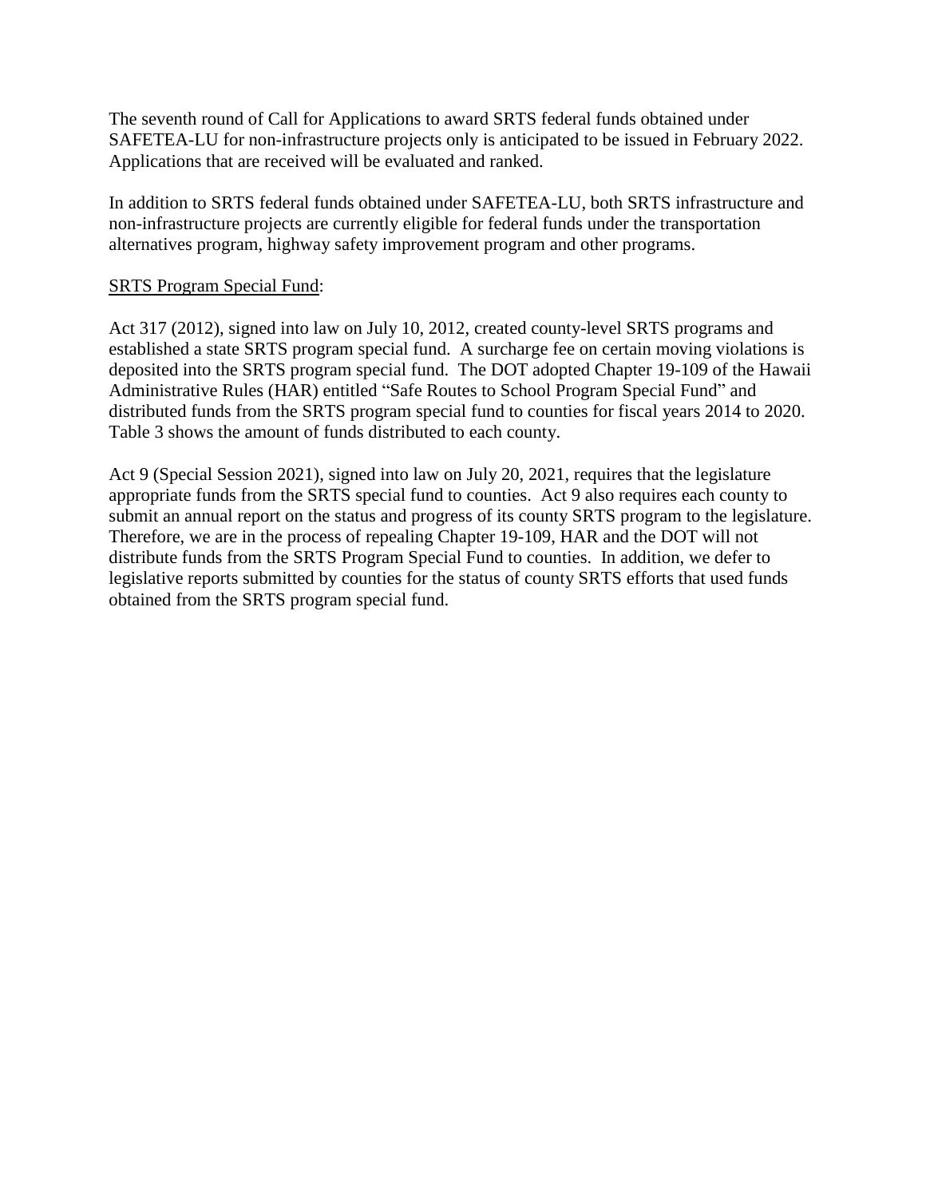The seventh round of Call for Applications to award SRTS federal funds obtained under SAFETEA-LU for non-infrastructure projects only is anticipated to be issued in February 2022. Applications that are received will be evaluated and ranked.

In addition to SRTS federal funds obtained under SAFETEA-LU, both SRTS infrastructure and non-infrastructure projects are currently eligible for federal funds under the transportation alternatives program, highway safety improvement program and other programs.

<u>SRTS Program Special Fund</u>:

Act 317 (2012), signed into law on July 10, 2012, created county-level SRTS programs and established a state SRTS program special fund. A surcharge fee on certain moving violations is deposited into the SRTS program special fund. The DOT adopted Chapter 19-109 of the Hawaii Administrative Rules (HAR) entitled "Safe Routes to School Program Special Fund" and distributed funds from the SRTS program special fund to counties for fiscal years 2014 to 2020. Table 3 shows the amount of funds distributed to each county.

Act 9 (Special Session 2021), signed into law on July 20, 2021, requires that the legislature appropriate funds from the SRTS special fund to counties. Act 9 also requires each county to submit an annual report on the status and progress of its county SRTS program to the legislature. Therefore, we are in the process of repealing Chapter 19-109, HAR and the DOT will not distribute funds from the SRTS Program Special Fund to counties. In addition, we defer to legislative reports submitted by counties for the status of county SRTS efforts that used funds obtained from the SRTS program special fund.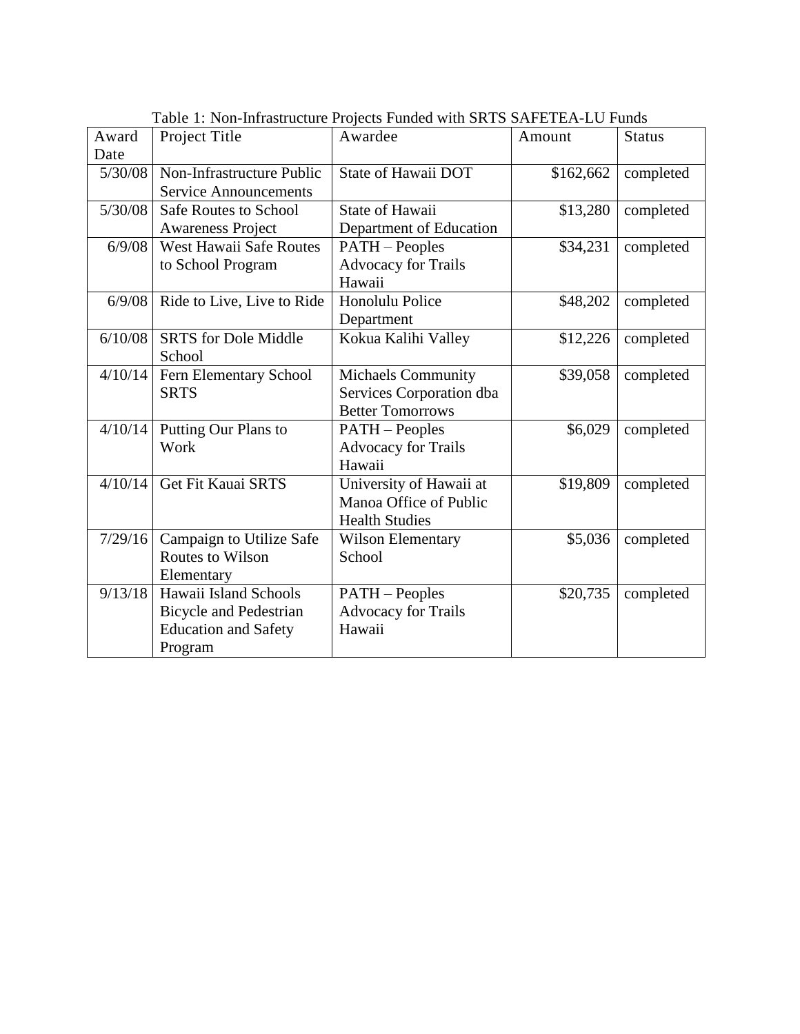Table 1: Non-Infrastructure Projects Funded with SRTS SAFETEA-LU Funds

| Award Date | Project Title | Awardee | Amount | Status |
| --- | --- | --- | --- | --- |
| 5/30/08 | Non-Infrastructure Public Service Announcements | State of Hawaii DOT | $162,662 | completed |
| 5/30/08 | Safe Routes to School Awareness Project | State of Hawaii Department of Education | $13,280 | completed |
| 6/9/08 | West Hawaii Safe Routes to School Program | PATH – Peoples Advocacy for Trails Hawaii | $34,231 | completed |
| 6/9/08 | Ride to Live, Live to Ride | Honolulu Police Department | $48,202 | completed |
| 6/10/08 | SRTS for Dole Middle School | Kokua Kalihi Valley | $12,226 | completed |
| 4/10/14 | Fern Elementary School SRTS | Michaels Community Services Corporation dba Better Tomorrows | $39,058 | completed |
| 4/10/14 | Putting Our Plans to Work | PATH – Peoples Advocacy for Trails Hawaii | $6,029 | completed |
| 4/10/14 | Get Fit Kauai SRTS | University of Hawaii at Manoa Office of Public Health Studies | $19,809 | completed |
| 7/29/16 | Campaign to Utilize Safe Routes to Wilson Elementary | Wilson Elementary School | $5,036 | completed |
| 9/13/18 | Hawaii Island Schools Bicycle and Pedestrian Education and Safety Program | PATH – Peoples Advocacy for Trails Hawaii | $20,735 | completed |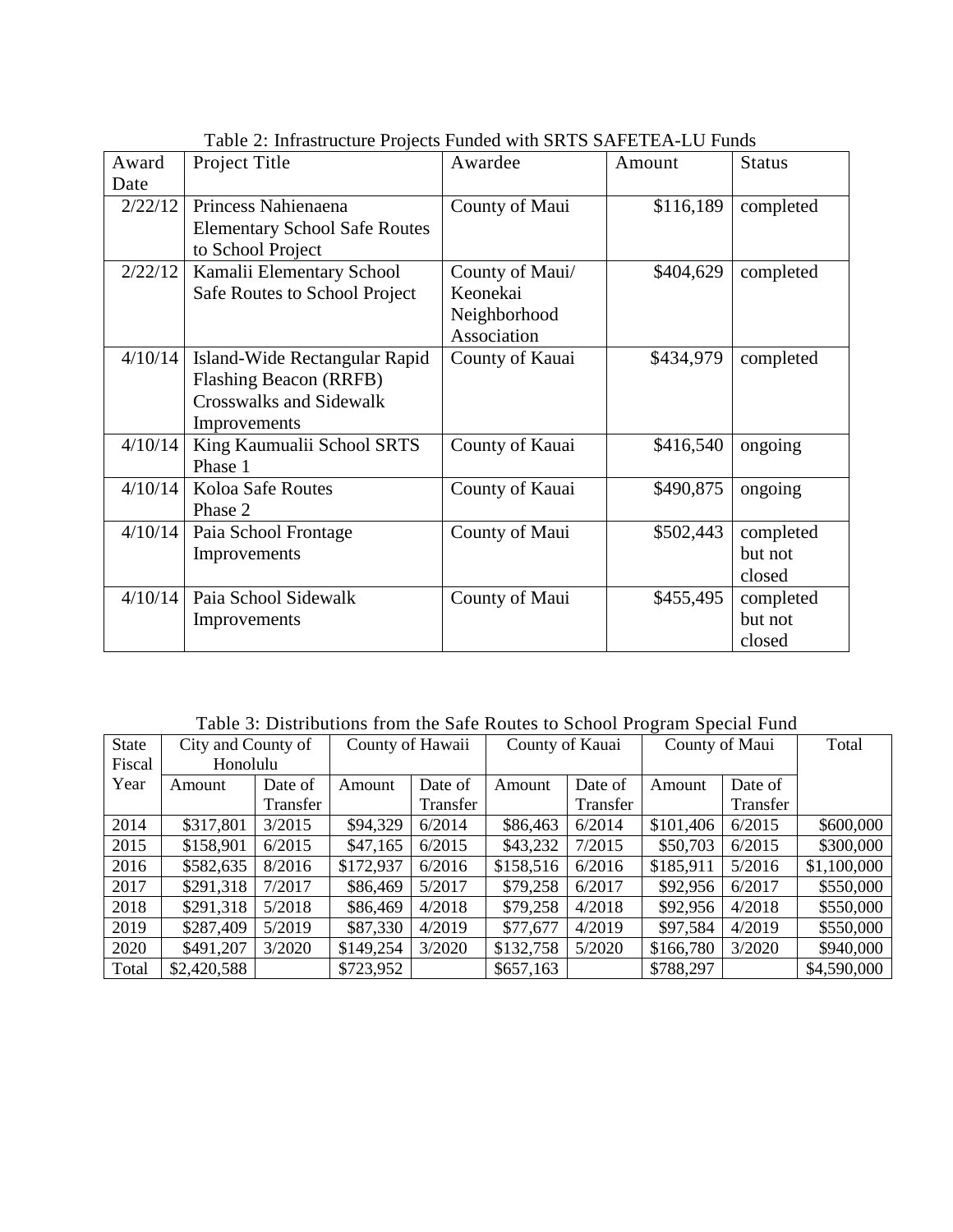Table 2: Infrastructure Projects Funded with SRTS SAFETEA-LU Funds

| Award Date | Project Title | Awardee | Amount | Status |
|---|---|---|---|---|
| 2/22/12 | Princess Nahienaena Elementary School Safe Routes to School Project | County of Maui | $116,189 | completed |
| 2/22/12 | Kamalii Elementary School Safe Routes to School Project | County of Maui/ Keonekai Neighborhood Association | $404,629 | completed |
| 4/10/14 | Island-Wide Rectangular Rapid Flashing Beacon (RRFB) Crosswalks and Sidewalk Improvements | County of Kauai | $434,979 | completed |
| 4/10/14 | King Kaumualii School SRTS Phase 1 | County of Kauai | $416,540 | ongoing |
| 4/10/14 | Koloa Safe Routes Phase 2 | County of Kauai | $490,875 | ongoing |
| 4/10/14 | Paia School Frontage Improvements | County of Maui | $502,443 | completed but not closed |
| 4/10/14 | Paia School Sidewalk Improvements | County of Maui | $455,495 | completed but not closed |

Table 3: Distributions from the Safe Routes to School Program Special Fund

| State Fiscal Year | City and County of Honolulu | | County of Hawaii | | County of Kauai | | County of Maui | | Total |
|---|---|---|---|---|---|---|---|---|---|
| | Amount | Date of Transfer | Amount | Date of Transfer | Amount | Date of Transfer | Amount | Date of Transfer | |
| 2014 | $317,801 | 3/2015 | $94,329 | 6/2014 | $86,463 | 6/2014 | $101,406 | 6/2015 | $600,000 |
| 2015 | $158,901 | 6/2015 | $47,165 | 6/2015 | $43,232 | 7/2015 | $50,703 | 6/2015 | $300,000 |
| 2016 | $582,635 | 8/2016 | $172,937 | 6/2016 | $158,516 | 6/2016 | $185,911 | 5/2016 | $1,100,000 |
| 2017 | $291,318 | 7/2017 | $86,469 | 5/2017 | $79,258 | 6/2017 | $92,956 | 6/2017 | $550,000 |
| 2018 | $291,318 | 5/2018 | $86,469 | 4/2018 | $79,258 | 4/2018 | $92,956 | 4/2018 | $550,000 |
| 2019 | $287,409 | 5/2019 | $87,330 | 4/2019 | $77,677 | 4/2019 | $97,584 | 4/2019 | $550,000 |
| 2020 | $491,207 | 3/2020 | $149,254 | 3/2020 | $132,758 | 5/2020 | $166,780 | 3/2020 | $940,000 |
| Total | $2,420,588 | | $723,952 | | $657,163 | | $788,297 | | $4,590,000 |